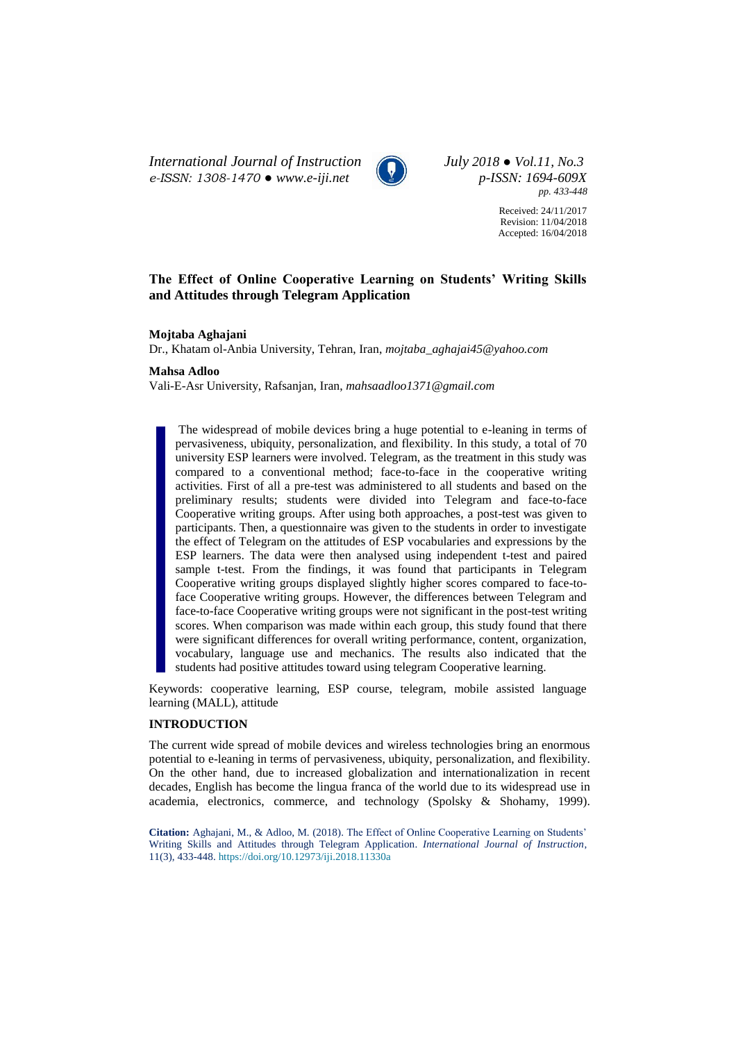# The Effect of Online Cooperative Learning on Students' Writing Skills and Attitudes through Telegram Application

**Mojtaba Aghajani**

Dr., Khatam ol-Anbia University, Tehran, Iran, *mojtaba_aghajai45@yahoo.com*

**Mahsa Adloo**

Vali-E-Asr University, Rafsanjan, Iran, *mahsaadloo1371@gmail.com*

The widespread of mobile devices bring a huge potential to e-leaning in terms of pervasiveness, ubiquity, personalization, and flexibility. In this study, a total of 70 university ESP learners were involved. Telegram, as the treatment in this study was compared to a conventional method; face-to-face in the cooperative writing activities. First of all a pre-test was administered to all students and based on the preliminary results; students were divided into Telegram and face-to-face Cooperative writing groups. After using both approaches, a post-test was given to participants. Then, a questionnaire was given to the students in order to investigate the effect of Telegram on the attitudes of ESP vocabularies and expressions by the ESP learners. The data were then analysed using independent t-test and paired sample t-test. From the findings, it was found that participants in Telegram Cooperative writing groups displayed slightly higher scores compared to face-to-face Cooperative writing groups. However, the differences between Telegram and face-to-face Cooperative writing groups were not significant in the post-test writing scores. When comparison was made within each group, this study found that there were significant differences for overall writing performance, content, organization, vocabulary, language use and mechanics. The results also indicated that the students had positive attitudes toward using telegram Cooperative learning.

Keywords: cooperative learning, ESP course, telegram, mobile assisted language learning (MALL), attitude

## INTRODUCTION

The current wide spread of mobile devices and wireless technologies bring an enormous potential to e-leaning in terms of pervasiveness, ubiquity, personalization, and flexibility. On the other hand, due to increased globalization and internationalization in recent decades, English has become the lingua franca of the world due to its widespread use in academia, electronics, commerce, and technology (Spolsky & Shohamy, 1999).

**Citation:** Aghajani, M., & Adloo, M. (2018). The Effect of Online Cooperative Learning on Students' Writing Skills and Attitudes through Telegram Application. *International Journal of Instruction*, 11(3), 433-448. https://doi.org/10.12973/iji.2018.11330a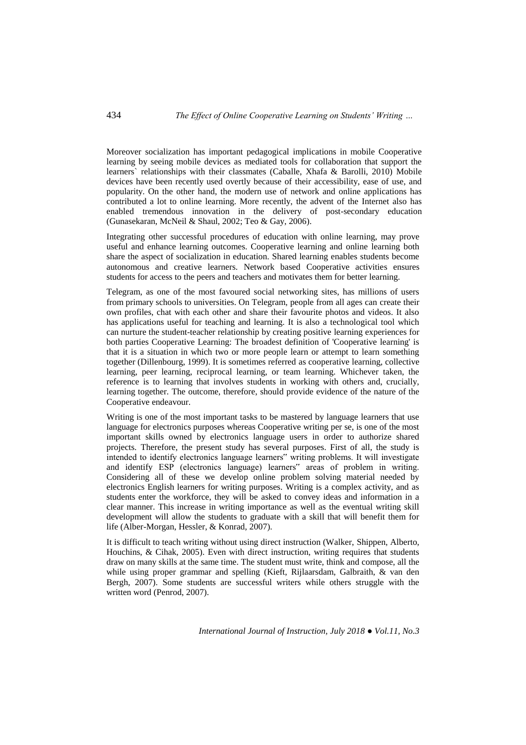Moreover socialization has important pedagogical implications in mobile Cooperative learning by seeing mobile devices as mediated tools for collaboration that support the learners` relationships with their classmates (Caballe, Xhafa & Barolli, 2010) Mobile devices have been recently used overtly because of their accessibility, ease of use, and popularity. On the other hand, the modern use of network and online applications has contributed a lot to online learning. More recently, the advent of the Internet also has enabled tremendous innovation in the delivery of post-secondary education (Gunasekaran, McNeil & Shaul, 2002; Teo & Gay, 2006).

Integrating other successful procedures of education with online learning, may prove useful and enhance learning outcomes. Cooperative learning and online learning both share the aspect of socialization in education. Shared learning enables students become autonomous and creative learners. Network based Cooperative activities ensures students for access to the peers and teachers and motivates them for better learning.

Telegram, as one of the most favoured social networking sites, has millions of users from primary schools to universities. On Telegram, people from all ages can create their own profiles, chat with each other and share their favourite photos and videos. It also has applications useful for teaching and learning. It is also a technological tool which can nurture the student-teacher relationship by creating positive learning experiences for both parties Cooperative Learning: The broadest definition of 'Cooperative learning' is that it is a situation in which two or more people learn or attempt to learn something together (Dillenbourg, 1999). It is sometimes referred as cooperative learning, collective learning, peer learning, reciprocal learning, or team learning. Whichever taken, the reference is to learning that involves students in working with others and, crucially, learning together. The outcome, therefore, should provide evidence of the nature of the Cooperative endeavour.

Writing is one of the most important tasks to be mastered by language learners that use language for electronics purposes whereas Cooperative writing per se, is one of the most important skills owned by electronics language users in order to authorize shared projects. Therefore, the present study has several purposes. First of all, the study is intended to identify electronics language learners" writing problems. It will investigate and identify ESP (electronics language) learners" areas of problem in writing. Considering all of these we develop online problem solving material needed by electronics English learners for writing purposes. Writing is a complex activity, and as students enter the workforce, they will be asked to convey ideas and information in a clear manner. This increase in writing importance as well as the eventual writing skill development will allow the students to graduate with a skill that will benefit them for life (Alber-Morgan, Hessler, & Konrad, 2007).

It is difficult to teach writing without using direct instruction (Walker, Shippen, Alberto, Houchins, & Cihak, 2005). Even with direct instruction, writing requires that students draw on many skills at the same time. The student must write, think and compose, all the while using proper grammar and spelling (Kieft, Rijlaarsdam, Galbraith, & van den Bergh, 2007). Some students are successful writers while others struggle with the written word (Penrod, 2007).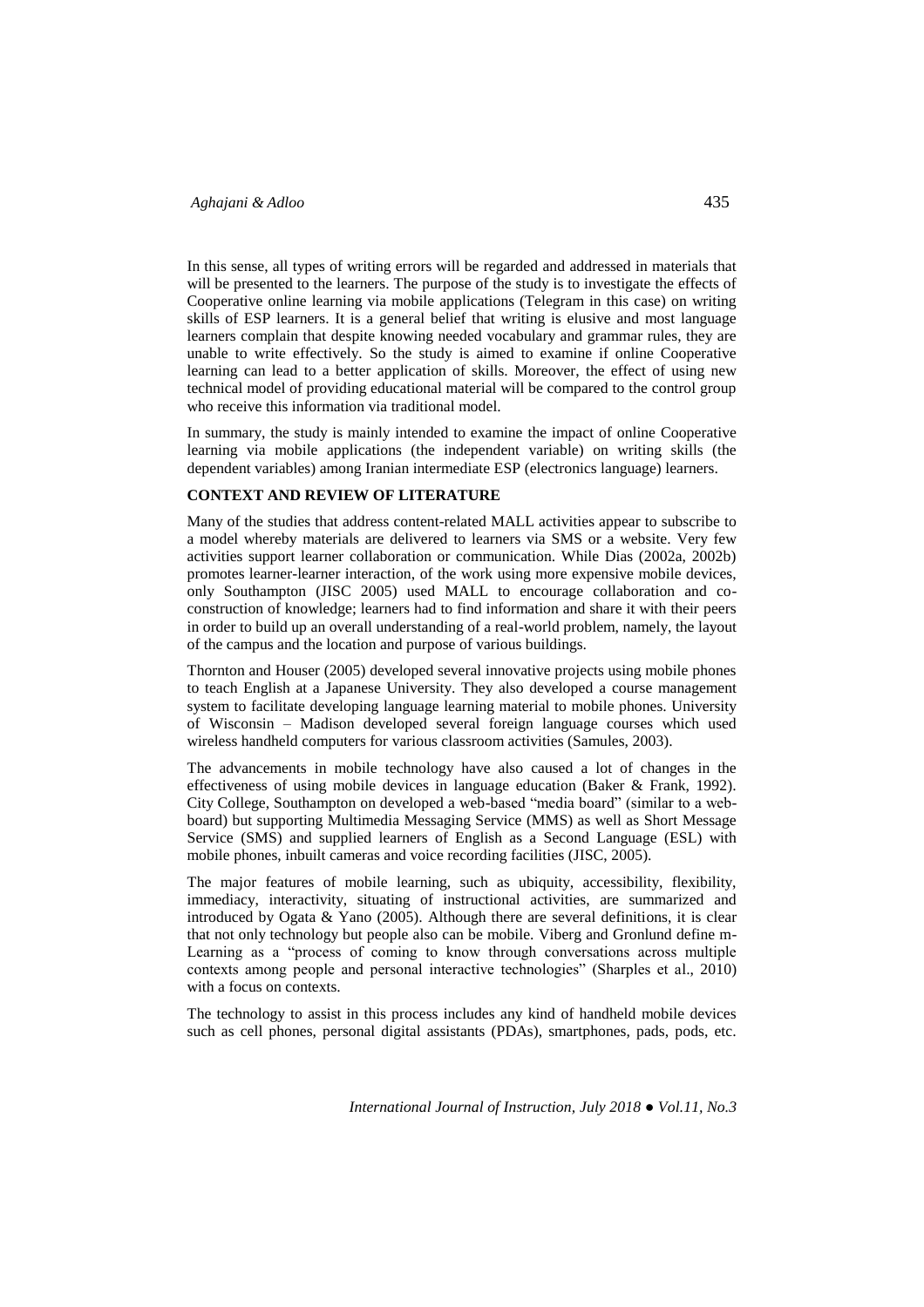In this sense, all types of writing errors will be regarded and addressed in materials that will be presented to the learners. The purpose of the study is to investigate the effects of Cooperative online learning via mobile applications (Telegram in this case) on writing skills of ESP learners. It is a general belief that writing is elusive and most language learners complain that despite knowing needed vocabulary and grammar rules, they are unable to write effectively. So the study is aimed to examine if online Cooperative learning can lead to a better application of skills. Moreover, the effect of using new technical model of providing educational material will be compared to the control group who receive this information via traditional model.

In summary, the study is mainly intended to examine the impact of online Cooperative learning via mobile applications (the independent variable) on writing skills (the dependent variables) among Iranian intermediate ESP (electronics language) learners.

## CONTEXT AND REVIEW OF LITERATURE

Many of the studies that address content-related MALL activities appear to subscribe to a model whereby materials are delivered to learners via SMS or a website. Very few activities support learner collaboration or communication. While Dias (2002a, 2002b) promotes learner-learner interaction, of the work using more expensive mobile devices, only Southampton (JISC 2005) used MALL to encourage collaboration and co-construction of knowledge; learners had to find information and share it with their peers in order to build up an overall understanding of a real-world problem, namely, the layout of the campus and the location and purpose of various buildings.

Thornton and Houser (2005) developed several innovative projects using mobile phones to teach English at a Japanese University. They also developed a course management system to facilitate developing language learning material to mobile phones. University of Wisconsin – Madison developed several foreign language courses which used wireless handheld computers for various classroom activities (Samules, 2003).

The advancements in mobile technology have also caused a lot of changes in the effectiveness of using mobile devices in language education (Baker & Frank, 1992). City College, Southampton on developed a web-based "media board" (similar to a web-board) but supporting Multimedia Messaging Service (MMS) as well as Short Message Service (SMS) and supplied learners of English as a Second Language (ESL) with mobile phones, inbuilt cameras and voice recording facilities (JISC, 2005).

The major features of mobile learning, such as ubiquity, accessibility, flexibility, immediacy, interactivity, situating of instructional activities, are summarized and introduced by Ogata & Yano (2005). Although there are several definitions, it is clear that not only technology but people also can be mobile. Viberg and Gronlund define m-Learning as a "process of coming to know through conversations across multiple contexts among people and personal interactive technologies" (Sharples et al., 2010) with a focus on contexts.

The technology to assist in this process includes any kind of handheld mobile devices such as cell phones, personal digital assistants (PDAs), smartphones, pads, pods, etc.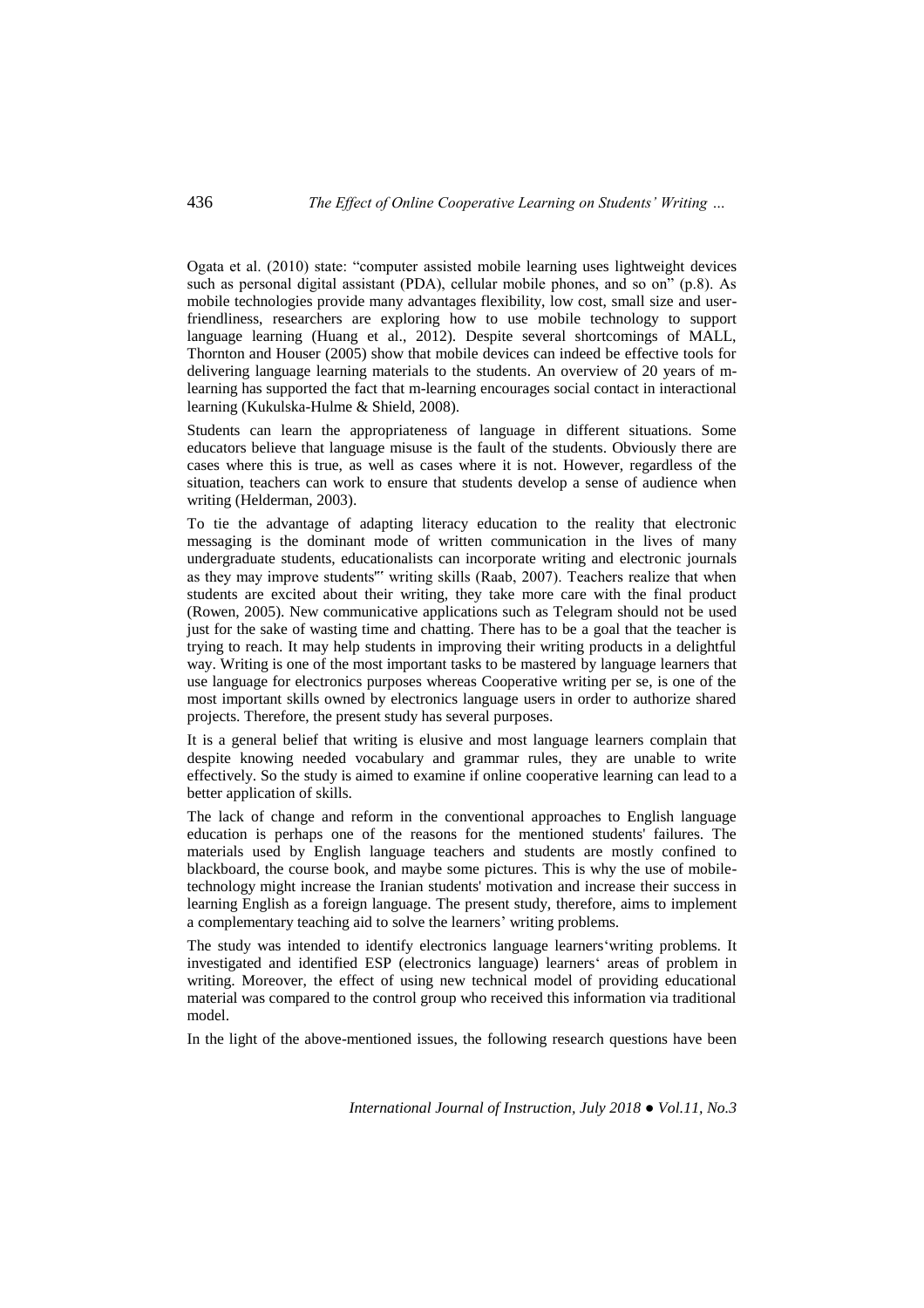Ogata et al. (2010) state: "computer assisted mobile learning uses lightweight devices such as personal digital assistant (PDA), cellular mobile phones, and so on" (p.8). As mobile technologies provide many advantages flexibility, low cost, small size and user-friendliness, researchers are exploring how to use mobile technology to support language learning (Huang et al., 2012). Despite several shortcomings of MALL, Thornton and Houser (2005) show that mobile devices can indeed be effective tools for delivering language learning materials to the students. An overview of 20 years of m-learning has supported the fact that m-learning encourages social contact in interactional learning (Kukulska-Hulme & Shield, 2008).

Students can learn the appropriateness of language in different situations. Some educators believe that language misuse is the fault of the students. Obviously there are cases where this is true, as well as cases where it is not. However, regardless of the situation, teachers can work to ensure that students develop a sense of audience when writing (Helderman, 2003).

To tie the advantage of adapting literacy education to the reality that electronic messaging is the dominant mode of written communication in the lives of many undergraduate students, educationalists can incorporate writing and electronic journals as they may improve students"' writing skills (Raab, 2007). Teachers realize that when students are excited about their writing, they take more care with the final product (Rowen, 2005). New communicative applications such as Telegram should not be used just for the sake of wasting time and chatting. There has to be a goal that the teacher is trying to reach. It may help students in improving their writing products in a delightful way. Writing is one of the most important tasks to be mastered by language learners that use language for electronics purposes whereas Cooperative writing per se, is one of the most important skills owned by electronics language users in order to authorize shared projects. Therefore, the present study has several purposes.

It is a general belief that writing is elusive and most language learners complain that despite knowing needed vocabulary and grammar rules, they are unable to write effectively. So the study is aimed to examine if online cooperative learning can lead to a better application of skills.

The lack of change and reform in the conventional approaches to English language education is perhaps one of the reasons for the mentioned students' failures. The materials used by English language teachers and students are mostly confined to blackboard, the course book, and maybe some pictures. This is why the use of mobile-technology might increase the Iranian students' motivation and increase their success in learning English as a foreign language. The present study, therefore, aims to implement a complementary teaching aid to solve the learners' writing problems.

The study was intended to identify electronics language learners'writing problems. It investigated and identified ESP (electronics language) learners' areas of problem in writing. Moreover, the effect of using new technical model of providing educational material was compared to the control group who received this information via traditional model.

In the light of the above-mentioned issues, the following research questions have been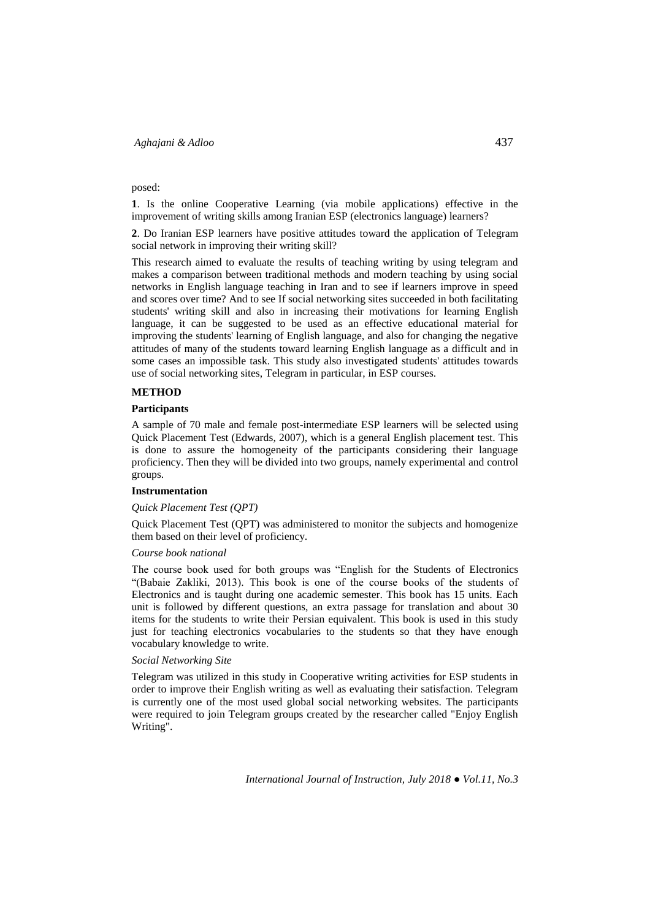posed:

**1**. Is the online Cooperative Learning (via mobile applications) effective in the improvement of writing skills among Iranian ESP (electronics language) learners?

**2**. Do Iranian ESP learners have positive attitudes toward the application of Telegram social network in improving their writing skill?

This research aimed to evaluate the results of teaching writing by using telegram and makes a comparison between traditional methods and modern teaching by using social networks in English language teaching in Iran and to see if learners improve in speed and scores over time? And to see If social networking sites succeeded in both facilitating students' writing skill and also in increasing their motivations for learning English language, it can be suggested to be used as an effective educational material for improving the students' learning of English language, and also for changing the negative attitudes of many of the students toward learning English language as a difficult and in some cases an impossible task. This study also investigated students' attitudes towards use of social networking sites, Telegram in particular, in ESP courses.

## METHOD

### Participants

A sample of 70 male and female post-intermediate ESP learners will be selected using Quick Placement Test (Edwards, 2007), which is a general English placement test. This is done to assure the homogeneity of the participants considering their language proficiency. Then they will be divided into two groups, namely experimental and control groups.

### Instrumentation

*Quick Placement Test (QPT)*

Quick Placement Test (QPT) was administered to monitor the subjects and homogenize them based on their level of proficiency.

*Course book national*

The course book used for both groups was "English for the Students of Electronics "(Babaie Zakliki, 2013). This book is one of the course books of the students of Electronics and is taught during one academic semester. This book has 15 units. Each unit is followed by different questions, an extra passage for translation and about 30 items for the students to write their Persian equivalent. This book is used in this study just for teaching electronics vocabularies to the students so that they have enough vocabulary knowledge to write.

*Social Networking Site*

Telegram was utilized in this study in Cooperative writing activities for ESP students in order to improve their English writing as well as evaluating their satisfaction. Telegram is currently one of the most used global social networking websites. The participants were required to join Telegram groups created by the researcher called "Enjoy English Writing".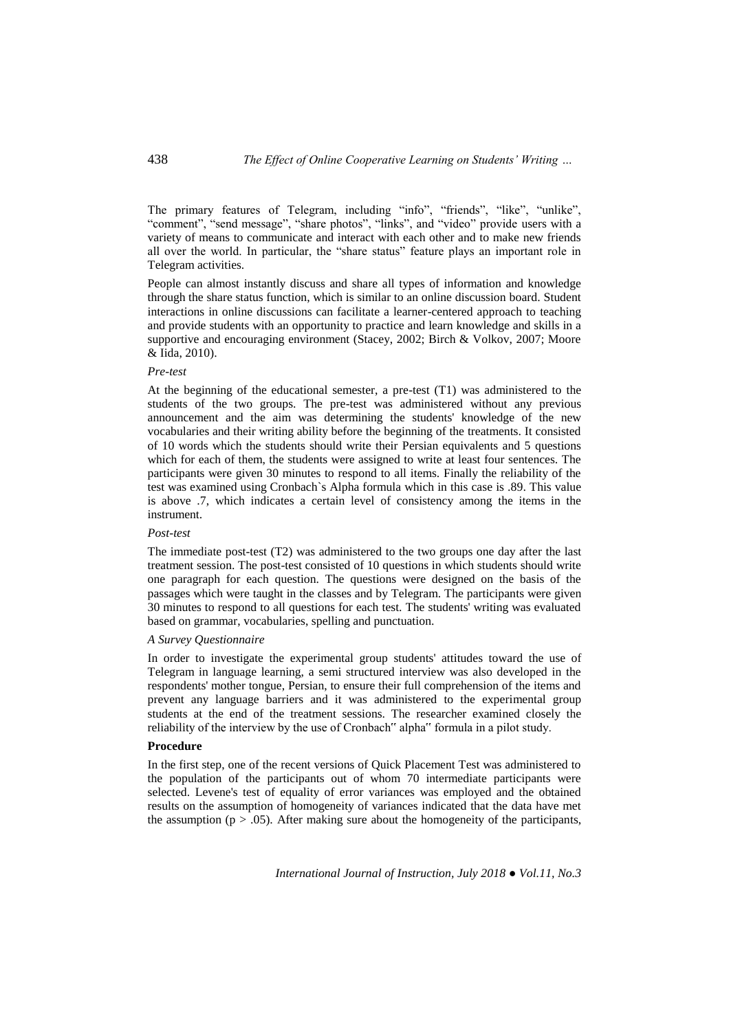The primary features of Telegram, including "info", "friends", "like", "unlike", "comment", "send message", "share photos", "links", and "video" provide users with a variety of means to communicate and interact with each other and to make new friends all over the world. In particular, the "share status" feature plays an important role in Telegram activities.

People can almost instantly discuss and share all types of information and knowledge through the share status function, which is similar to an online discussion board. Student interactions in online discussions can facilitate a learner-centered approach to teaching and provide students with an opportunity to practice and learn knowledge and skills in a supportive and encouraging environment (Stacey, 2002; Birch & Volkov, 2007; Moore & Iida, 2010).

*Pre-test*

At the beginning of the educational semester, a pre-test (T1) was administered to the students of the two groups. The pre-test was administered without any previous announcement and the aim was determining the students' knowledge of the new vocabularies and their writing ability before the beginning of the treatments. It consisted of 10 words which the students should write their Persian equivalents and 5 questions which for each of them, the students were assigned to write at least four sentences. The participants were given 30 minutes to respond to all items. Finally the reliability of the test was examined using Cronbach`s Alpha formula which in this case is .89. This value is above .7, which indicates a certain level of consistency among the items in the instrument.

*Post-test*

The immediate post-test (T2) was administered to the two groups one day after the last treatment session. The post-test consisted of 10 questions in which students should write one paragraph for each question. The questions were designed on the basis of the passages which were taught in the classes and by Telegram. The participants were given 30 minutes to respond to all questions for each test. The students' writing was evaluated based on grammar, vocabularies, spelling and punctuation.

*A Survey Questionnaire*

In order to investigate the experimental group students' attitudes toward the use of Telegram in language learning, a semi structured interview was also developed in the respondents' mother tongue, Persian, to ensure their full comprehension of the items and prevent any language barriers and it was administered to the experimental group students at the end of the treatment sessions. The researcher examined closely the reliability of the interview by the use of Cronbach" alpha" formula in a pilot study.

**Procedure**

In the first step, one of the recent versions of Quick Placement Test was administered to the population of the participants out of whom 70 intermediate participants were selected. Levene's test of equality of error variances was employed and the obtained results on the assumption of homogeneity of variances indicated that the data have met the assumption ($p > .05$). After making sure about the homogeneity of the participants,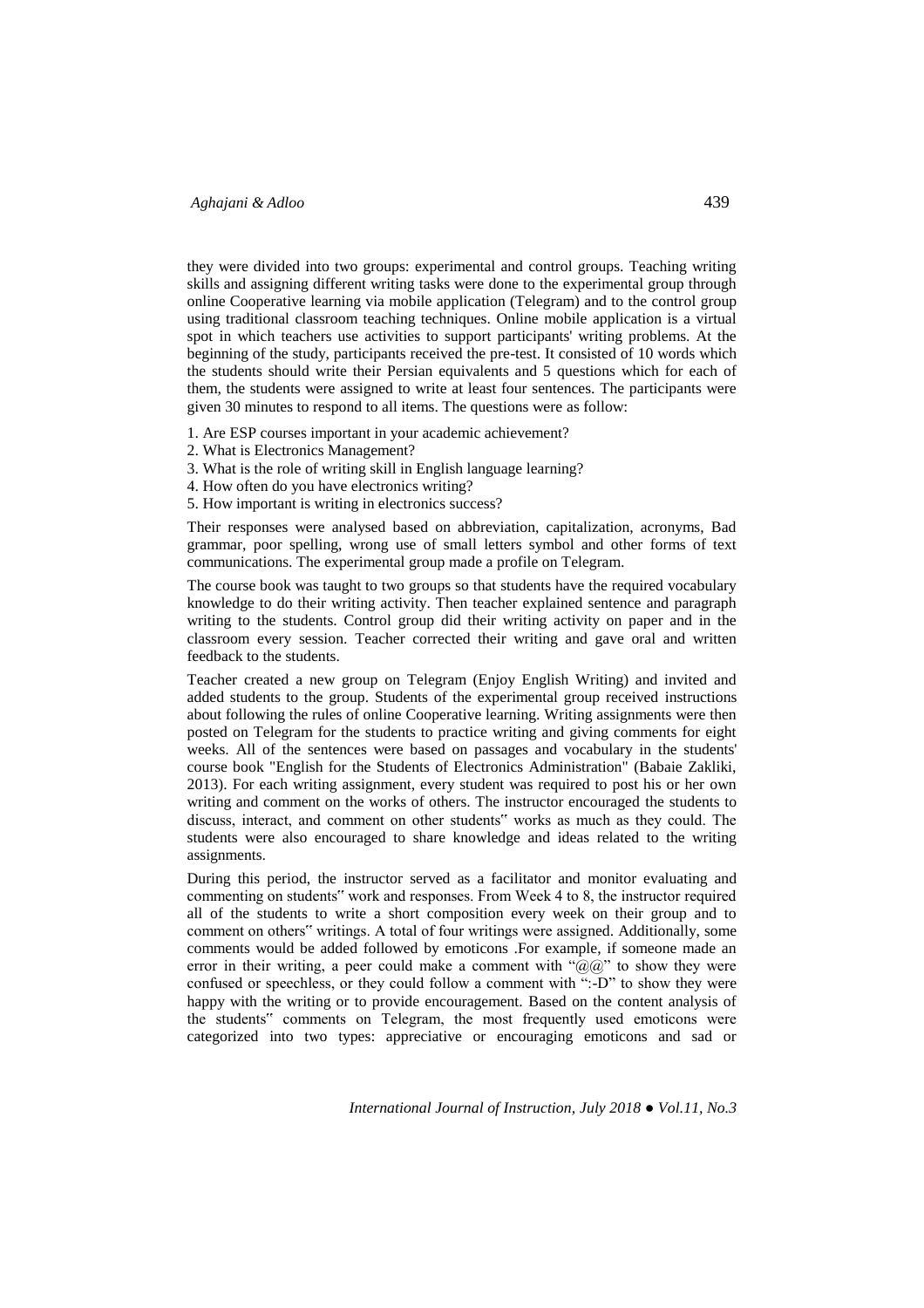they were divided into two groups: experimental and control groups. Teaching writing skills and assigning different writing tasks were done to the experimental group through online Cooperative learning via mobile application (Telegram) and to the control group using traditional classroom teaching techniques. Online mobile application is a virtual spot in which teachers use activities to support participants' writing problems. At the beginning of the study, participants received the pre-test. It consisted of 10 words which the students should write their Persian equivalents and 5 questions which for each of them, the students were assigned to write at least four sentences. The participants were given 30 minutes to respond to all items. The questions were as follow:

1. Are ESP courses important in your academic achievement?
2. What is Electronics Management?
3. What is the role of writing skill in English language learning?
4. How often do you have electronics writing?
5. How important is writing in electronics success?

Their responses were analysed based on abbreviation, capitalization, acronyms, Bad grammar, poor spelling, wrong use of small letters symbol and other forms of text communications. The experimental group made a profile on Telegram.

The course book was taught to two groups so that students have the required vocabulary knowledge to do their writing activity. Then teacher explained sentence and paragraph writing to the students. Control group did their writing activity on paper and in the classroom every session. Teacher corrected their writing and gave oral and written feedback to the students.

Teacher created a new group on Telegram (Enjoy English Writing) and invited and added students to the group. Students of the experimental group received instructions about following the rules of online Cooperative learning. Writing assignments were then posted on Telegram for the students to practice writing and giving comments for eight weeks. All of the sentences were based on passages and vocabulary in the students' course book "English for the Students of Electronics Administration" (Babaie Zakliki, 2013). For each writing assignment, every student was required to post his or her own writing and comment on the works of others. The instructor encouraged the students to discuss, interact, and comment on other students" works as much as they could. The students were also encouraged to share knowledge and ideas related to the writing assignments.

During this period, the instructor served as a facilitator and monitor evaluating and commenting on students" work and responses. From Week 4 to 8, the instructor required all of the students to write a short composition every week on their group and to comment on others" writings. A total of four writings were assigned. Additionally, some comments would be added followed by emoticons .For example, if someone made an error in their writing, a peer could make a comment with "@@" to show they were confused or speechless, or they could follow a comment with ":-D" to show they were happy with the writing or to provide encouragement. Based on the content analysis of the students" comments on Telegram, the most frequently used emoticons were categorized into two types: appreciative or encouraging emoticons and sad or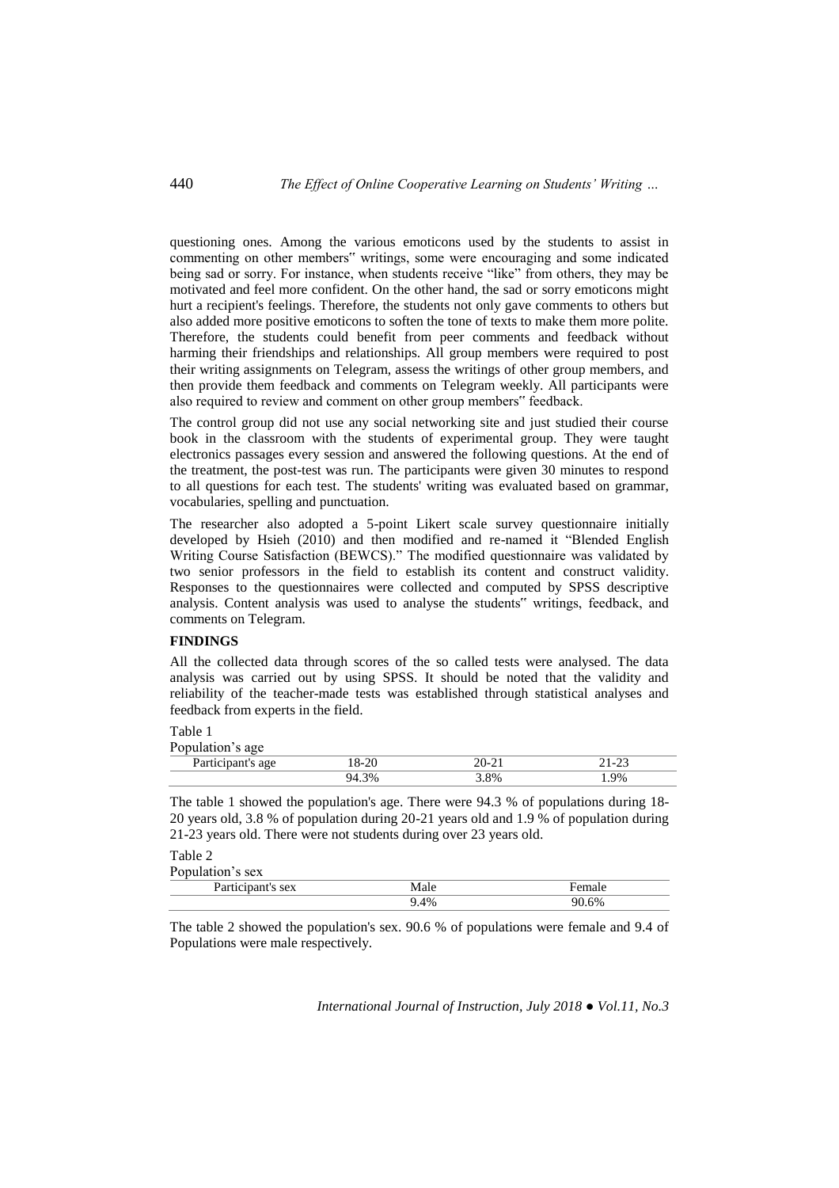questioning ones. Among the various emoticons used by the students to assist in commenting on other members‟ writings, some were encouraging and some indicated being sad or sorry. For instance, when students receive "like" from others, they may be motivated and feel more confident. On the other hand, the sad or sorry emoticons might hurt a recipient's feelings. Therefore, the students not only gave comments to others but also added more positive emoticons to soften the tone of texts to make them more polite. Therefore, the students could benefit from peer comments and feedback without harming their friendships and relationships. All group members were required to post their writing assignments on Telegram, assess the writings of other group members, and then provide them feedback and comments on Telegram weekly. All participants were also required to review and comment on other group members‟ feedback.

The control group did not use any social networking site and just studied their course book in the classroom with the students of experimental group. They were taught electronics passages every session and answered the following questions. At the end of the treatment, the post-test was run. The participants were given 30 minutes to respond to all questions for each test. The students' writing was evaluated based on grammar, vocabularies, spelling and punctuation.

The researcher also adopted a 5-point Likert scale survey questionnaire initially developed by Hsieh (2010) and then modified and re-named it "Blended English Writing Course Satisfaction (BEWCS)." The modified questionnaire was validated by two senior professors in the field to establish its content and construct validity. Responses to the questionnaires were collected and computed by SPSS descriptive analysis. Content analysis was used to analyse the students‟ writings, feedback, and comments on Telegram.

## FINDINGS

All the collected data through scores of the so called tests were analysed. The data analysis was carried out by using SPSS. It should be noted that the validity and reliability of the teacher-made tests was established through statistical analyses and feedback from experts in the field.

Table 1
Population's age

| Participant's age | 18-20 | 20-21 | 21-23 |
|---|---|---|---|
| | 94.3% | 3.8% | 1.9% |

The table 1 showed the population's age. There were 94.3 % of populations during 18-20 years old, 3.8 % of population during 20-21 years old and 1.9 % of population during 21-23 years old. There were not students during over 23 years old.

Table 2
Population's sex

| Participant's sex | Male | Female |
|---|---|---|
| | 9.4% | 90.6% |

The table 2 showed the population's sex. 90.6 % of populations were female and 9.4 of Populations were male respectively.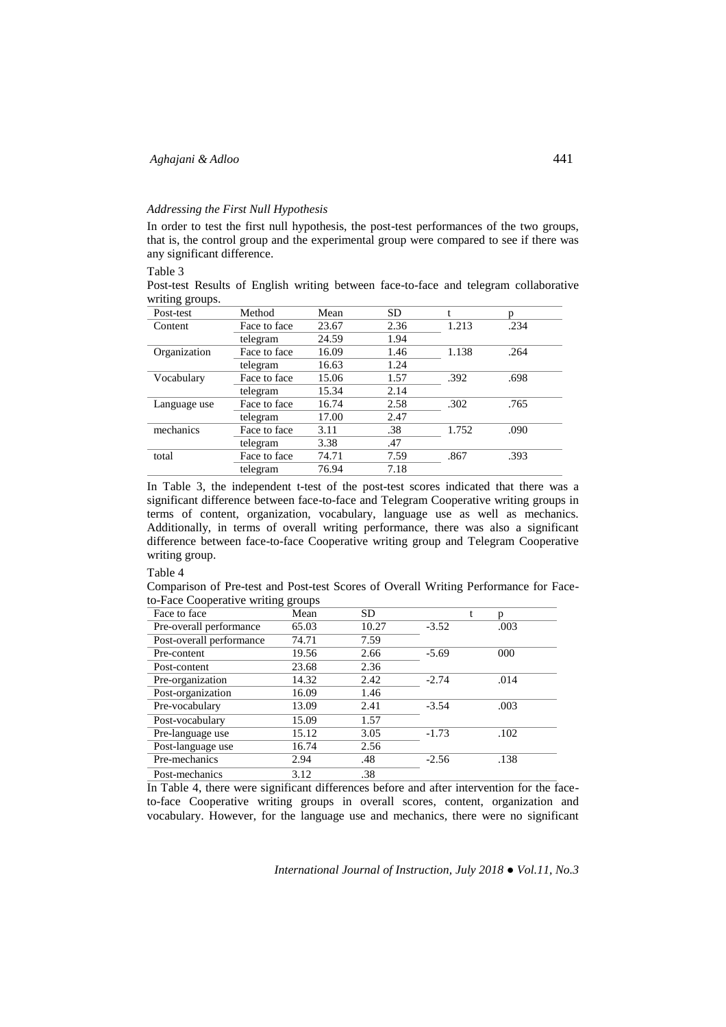*Addressing the First Null Hypothesis*

In order to test the first null hypothesis, the post-test performances of the two groups, that is, the control group and the experimental group were compared to see if there was any significant difference.

Table 3

Post-test Results of English writing between face-to-face and telegram collaborative writing groups.

| Post-test | Method | Mean | SD | t | p |
|---|---|---|---|---|---|
| Content | Face to face | 23.67 | 2.36 | 1.213 | .234 |
| | telegram | 24.59 | 1.94 | | |
| Organization | Face to face | 16.09 | 1.46 | 1.138 | .264 |
| | telegram | 16.63 | 1.24 | | |
| Vocabulary | Face to face | 15.06 | 1.57 | .392 | .698 |
| | telegram | 15.34 | 2.14 | | |
| Language use | Face to face | 16.74 | 2.58 | .302 | .765 |
| | telegram | 17.00 | 2.47 | | |
| mechanics | Face to face | 3.11 | .38 | 1.752 | .090 |
| | telegram | 3.38 | .47 | | |
| total | Face to face | 74.71 | 7.59 | .867 | .393 |
| | telegram | 76.94 | 7.18 | | |

In Table 3, the independent t-test of the post-test scores indicated that there was a significant difference between face-to-face and Telegram Cooperative writing groups in terms of content, organization, vocabulary, language use as well as mechanics. Additionally, in terms of overall writing performance, there was also a significant difference between face-to-face Cooperative writing group and Telegram Cooperative writing group.

Table 4

Comparison of Pre-test and Post-test Scores of Overall Writing Performance for Face-to-Face Cooperative writing groups

| Face to face | Mean | SD | t | p |
|---|---|---|---|---|
| Pre-overall performance | 65.03 | 10.27 | -3.52 | .003 |
| Post-overall performance | 74.71 | 7.59 | | |
| Pre-content | 19.56 | 2.66 | -5.69 | 000 |
| Post-content | 23.68 | 2.36 | | |
| Pre-organization | 14.32 | 2.42 | -2.74 | .014 |
| Post-organization | 16.09 | 1.46 | | |
| Pre-vocabulary | 13.09 | 2.41 | -3.54 | .003 |
| Post-vocabulary | 15.09 | 1.57 | | |
| Pre-language use | 15.12 | 3.05 | -1.73 | .102 |
| Post-language use | 16.74 | 2.56 | | |
| Pre-mechanics | 2.94 | .48 | -2.56 | .138 |
| Post-mechanics | 3.12 | .38 | | |

In Table 4, there were significant differences before and after intervention for the face-to-face Cooperative writing groups in overall scores, content, organization and vocabulary. However, for the language use and mechanics, there were no significant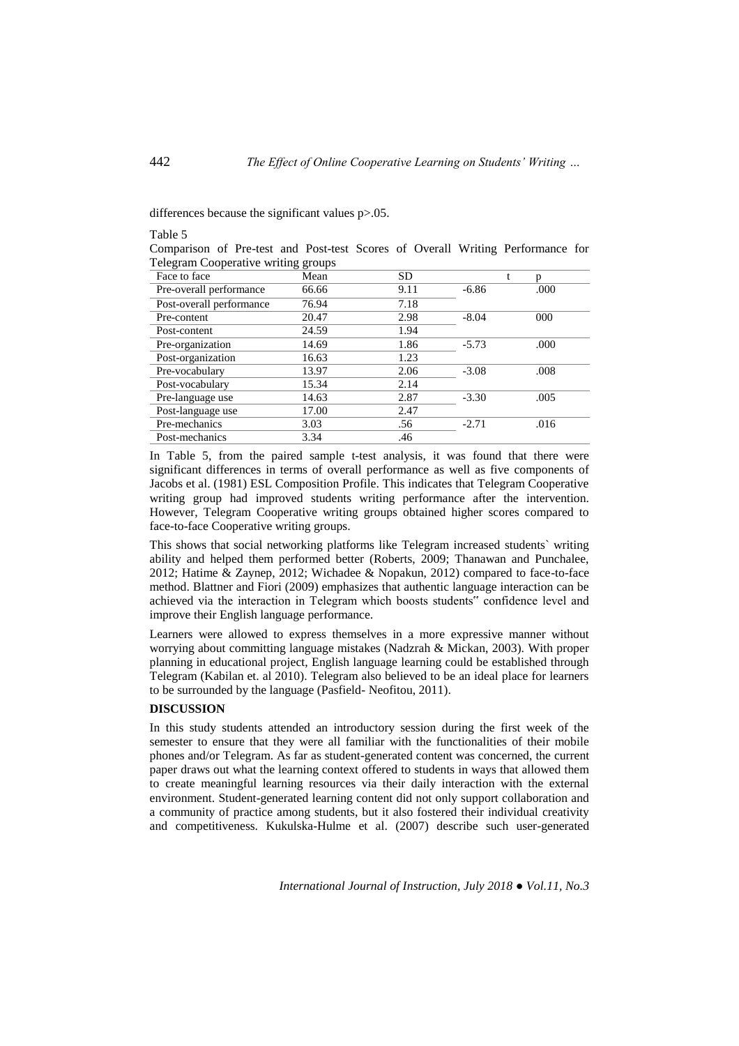differences because the significant values p>.05.

Table 5

Comparison of Pre-test and Post-test Scores of Overall Writing Performance for Telegram Cooperative writing groups

| Face to face | Mean | SD | t | p |
|---|---|---|---|---|
| Pre-overall performance | 66.66 | 9.11 | -6.86 | .000 |
| Post-overall performance | 76.94 | 7.18 | | |
| Pre-content | 20.47 | 2.98 | -8.04 | 000 |
| Post-content | 24.59 | 1.94 | | |
| Pre-organization | 14.69 | 1.86 | -5.73 | .000 |
| Post-organization | 16.63 | 1.23 | | |
| Pre-vocabulary | 13.97 | 2.06 | -3.08 | .008 |
| Post-vocabulary | 15.34 | 2.14 | | |
| Pre-language use | 14.63 | 2.87 | -3.30 | .005 |
| Post-language use | 17.00 | 2.47 | | |
| Pre-mechanics | 3.03 | .56 | -2.71 | .016 |
| Post-mechanics | 3.34 | .46 | | |

In Table 5, from the paired sample t-test analysis, it was found that there were significant differences in terms of overall performance as well as five components of Jacobs et al. (1981) ESL Composition Profile. This indicates that Telegram Cooperative writing group had improved students writing performance after the intervention. However, Telegram Cooperative writing groups obtained higher scores compared to face-to-face Cooperative writing groups.

This shows that social networking platforms like Telegram increased students` writing ability and helped them performed better (Roberts, 2009; Thanawan and Punchalee, 2012; Hatime & Zaynep, 2012; Wichadee & Nopakun, 2012) compared to face-to-face method. Blattner and Fiori (2009) emphasizes that authentic language interaction can be achieved via the interaction in Telegram which boosts students" confidence level and improve their English language performance.

Learners were allowed to express themselves in a more expressive manner without worrying about committing language mistakes (Nadzrah & Mickan, 2003). With proper planning in educational project, English language learning could be established through Telegram (Kabilan et. al 2010). Telegram also believed to be an ideal place for learners to be surrounded by the language (Pasfield- Neofitou, 2011).

## DISCUSSION

In this study students attended an introductory session during the first week of the semester to ensure that they were all familiar with the functionalities of their mobile phones and/or Telegram. As far as student-generated content was concerned, the current paper draws out what the learning context offered to students in ways that allowed them to create meaningful learning resources via their daily interaction with the external environment. Student-generated learning content did not only support collaboration and a community of practice among students, but it also fostered their individual creativity and competitiveness. Kukulska-Hulme et al. (2007) describe such user-generated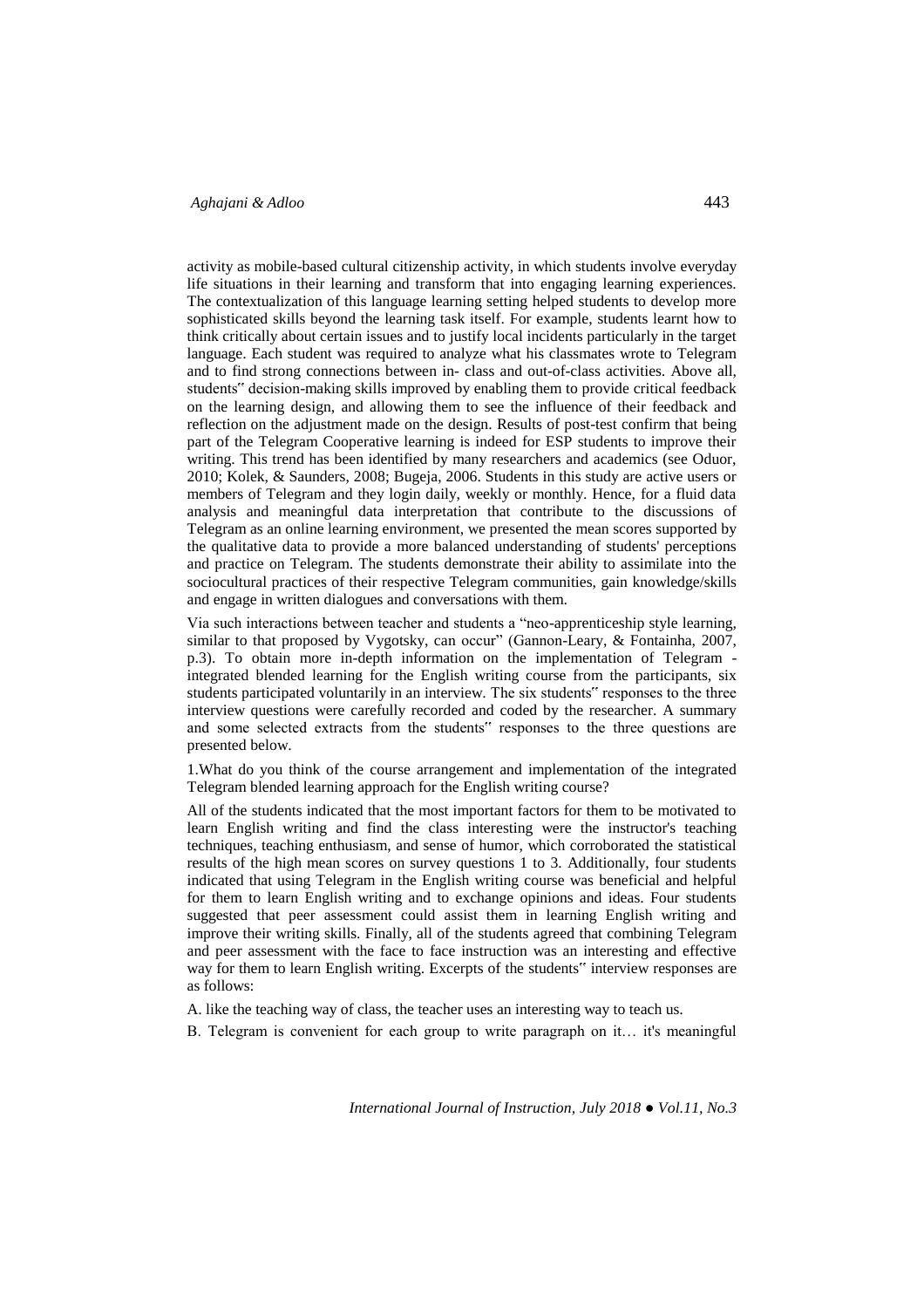activity as mobile-based cultural citizenship activity, in which students involve everyday life situations in their learning and transform that into engaging learning experiences. The contextualization of this language learning setting helped students to develop more sophisticated skills beyond the learning task itself. For example, students learnt how to think critically about certain issues and to justify local incidents particularly in the target language. Each student was required to analyze what his classmates wrote to Telegram and to find strong connections between in- class and out-of-class activities. Above all, students" decision-making skills improved by enabling them to provide critical feedback on the learning design, and allowing them to see the influence of their feedback and reflection on the adjustment made on the design. Results of post-test confirm that being part of the Telegram Cooperative learning is indeed for ESP students to improve their writing. This trend has been identified by many researchers and academics (see Oduor, 2010; Kolek, & Saunders, 2008; Bugeja, 2006. Students in this study are active users or members of Telegram and they login daily, weekly or monthly. Hence, for a fluid data analysis and meaningful data interpretation that contribute to the discussions of Telegram as an online learning environment, we presented the mean scores supported by the qualitative data to provide a more balanced understanding of students' perceptions and practice on Telegram. The students demonstrate their ability to assimilate into the sociocultural practices of their respective Telegram communities, gain knowledge/skills and engage in written dialogues and conversations with them.

Via such interactions between teacher and students a "neo-apprenticeship style learning, similar to that proposed by Vygotsky, can occur" (Gannon-Leary, & Fontainha, 2007, p.3). To obtain more in-depth information on the implementation of Telegram - integrated blended learning for the English writing course from the participants, six students participated voluntarily in an interview. The six students" responses to the three interview questions were carefully recorded and coded by the researcher. A summary and some selected extracts from the students" responses to the three questions are presented below.

1.What do you think of the course arrangement and implementation of the integrated Telegram blended learning approach for the English writing course?

All of the students indicated that the most important factors for them to be motivated to learn English writing and find the class interesting were the instructor's teaching techniques, teaching enthusiasm, and sense of humor, which corroborated the statistical results of the high mean scores on survey questions 1 to 3. Additionally, four students indicated that using Telegram in the English writing course was beneficial and helpful for them to learn English writing and to exchange opinions and ideas. Four students suggested that peer assessment could assist them in learning English writing and improve their writing skills. Finally, all of the students agreed that combining Telegram and peer assessment with the face to face instruction was an interesting and effective way for them to learn English writing. Excerpts of the students" interview responses are as follows:

A. like the teaching way of class, the teacher uses an interesting way to teach us.

B. Telegram is convenient for each group to write paragraph on it… it's meaningful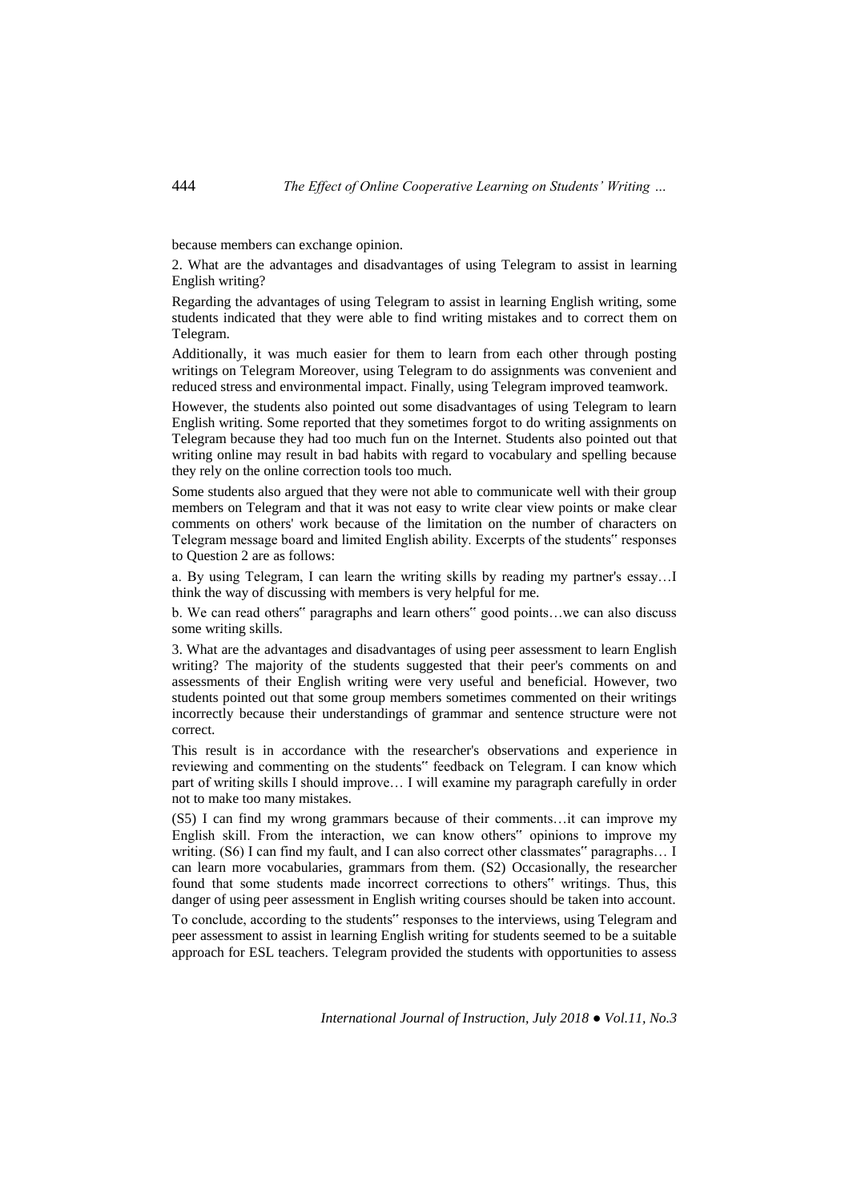because members can exchange opinion.

2. What are the advantages and disadvantages of using Telegram to assist in learning English writing?

Regarding the advantages of using Telegram to assist in learning English writing, some students indicated that they were able to find writing mistakes and to correct them on Telegram.

Additionally, it was much easier for them to learn from each other through posting writings on Telegram Moreover, using Telegram to do assignments was convenient and reduced stress and environmental impact. Finally, using Telegram improved teamwork.

However, the students also pointed out some disadvantages of using Telegram to learn English writing. Some reported that they sometimes forgot to do writing assignments on Telegram because they had too much fun on the Internet. Students also pointed out that writing online may result in bad habits with regard to vocabulary and spelling because they rely on the online correction tools too much.

Some students also argued that they were not able to communicate well with their group members on Telegram and that it was not easy to write clear view points or make clear comments on others' work because of the limitation on the number of characters on Telegram message board and limited English ability. Excerpts of the students‟ responses to Question 2 are as follows:

a. By using Telegram, I can learn the writing skills by reading my partner's essay…I think the way of discussing with members is very helpful for me.

b. We can read others‟ paragraphs and learn others‟ good points…we can also discuss some writing skills.

3. What are the advantages and disadvantages of using peer assessment to learn English writing? The majority of the students suggested that their peer's comments on and assessments of their English writing were very useful and beneficial. However, two students pointed out that some group members sometimes commented on their writings incorrectly because their understandings of grammar and sentence structure were not correct.

This result is in accordance with the researcher's observations and experience in reviewing and commenting on the students‟ feedback on Telegram. I can know which part of writing skills I should improve… I will examine my paragraph carefully in order not to make too many mistakes.

(S5) I can find my wrong grammars because of their comments…it can improve my English skill. From the interaction, we can know others‟ opinions to improve my writing. (S6) I can find my fault, and I can also correct other classmates‟ paragraphs… I can learn more vocabularies, grammars from them. (S2) Occasionally, the researcher found that some students made incorrect corrections to others‟ writings. Thus, this danger of using peer assessment in English writing courses should be taken into account.

To conclude, according to the students‟ responses to the interviews, using Telegram and peer assessment to assist in learning English writing for students seemed to be a suitable approach for ESL teachers. Telegram provided the students with opportunities to assess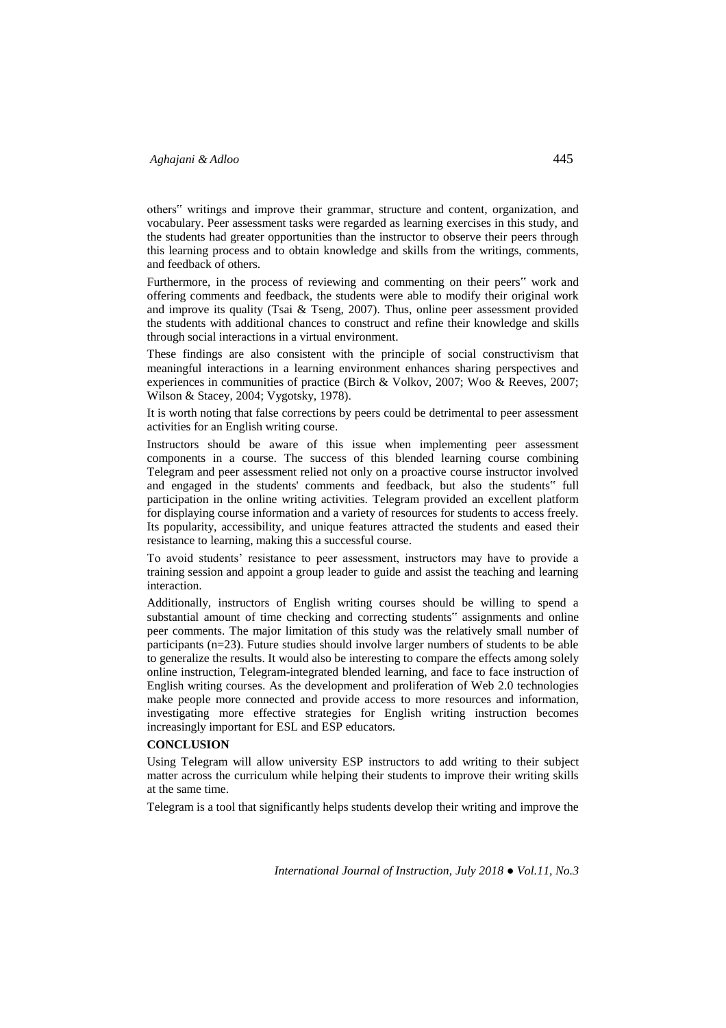others" writings and improve their grammar, structure and content, organization, and vocabulary. Peer assessment tasks were regarded as learning exercises in this study, and the students had greater opportunities than the instructor to observe their peers through this learning process and to obtain knowledge and skills from the writings, comments, and feedback of others.

Furthermore, in the process of reviewing and commenting on their peers" work and offering comments and feedback, the students were able to modify their original work and improve its quality (Tsai & Tseng, 2007). Thus, online peer assessment provided the students with additional chances to construct and refine their knowledge and skills through social interactions in a virtual environment.

These findings are also consistent with the principle of social constructivism that meaningful interactions in a learning environment enhances sharing perspectives and experiences in communities of practice (Birch & Volkov, 2007; Woo & Reeves, 2007; Wilson & Stacey, 2004; Vygotsky, 1978).

It is worth noting that false corrections by peers could be detrimental to peer assessment activities for an English writing course.

Instructors should be aware of this issue when implementing peer assessment components in a course. The success of this blended learning course combining Telegram and peer assessment relied not only on a proactive course instructor involved and engaged in the students' comments and feedback, but also the students" full participation in the online writing activities. Telegram provided an excellent platform for displaying course information and a variety of resources for students to access freely. Its popularity, accessibility, and unique features attracted the students and eased their resistance to learning, making this a successful course.

To avoid students' resistance to peer assessment, instructors may have to provide a training session and appoint a group leader to guide and assist the teaching and learning interaction.

Additionally, instructors of English writing courses should be willing to spend a substantial amount of time checking and correcting students" assignments and online peer comments. The major limitation of this study was the relatively small number of participants (n=23). Future studies should involve larger numbers of students to be able to generalize the results. It would also be interesting to compare the effects among solely online instruction, Telegram-integrated blended learning, and face to face instruction of English writing courses. As the development and proliferation of Web 2.0 technologies make people more connected and provide access to more resources and information, investigating more effective strategies for English writing instruction becomes increasingly important for ESL and ESP educators.

## CONCLUSION

Using Telegram will allow university ESP instructors to add writing to their subject matter across the curriculum while helping their students to improve their writing skills at the same time.

Telegram is a tool that significantly helps students develop their writing and improve the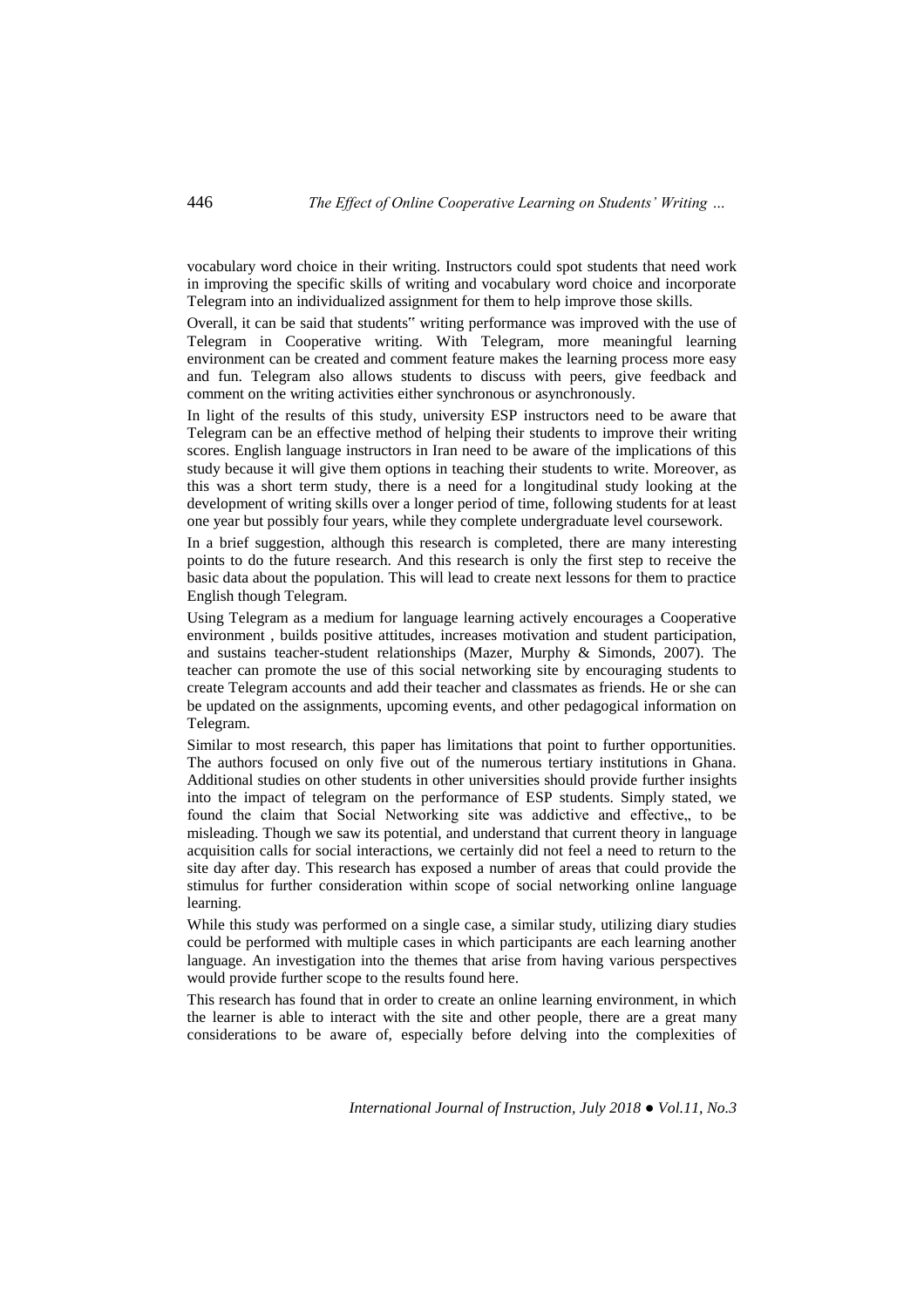vocabulary word choice in their writing. Instructors could spot students that need work in improving the specific skills of writing and vocabulary word choice and incorporate Telegram into an individualized assignment for them to help improve those skills.

Overall, it can be said that students" writing performance was improved with the use of Telegram in Cooperative writing. With Telegram, more meaningful learning environment can be created and comment feature makes the learning process more easy and fun. Telegram also allows students to discuss with peers, give feedback and comment on the writing activities either synchronous or asynchronously.

In light of the results of this study, university ESP instructors need to be aware that Telegram can be an effective method of helping their students to improve their writing scores. English language instructors in Iran need to be aware of the implications of this study because it will give them options in teaching their students to write. Moreover, as this was a short term study, there is a need for a longitudinal study looking at the development of writing skills over a longer period of time, following students for at least one year but possibly four years, while they complete undergraduate level coursework.

In a brief suggestion, although this research is completed, there are many interesting points to do the future research. And this research is only the first step to receive the basic data about the population. This will lead to create next lessons for them to practice English though Telegram.

Using Telegram as a medium for language learning actively encourages a Cooperative environment , builds positive attitudes, increases motivation and student participation, and sustains teacher-student relationships (Mazer, Murphy & Simonds, 2007). The teacher can promote the use of this social networking site by encouraging students to create Telegram accounts and add their teacher and classmates as friends. He or she can be updated on the assignments, upcoming events, and other pedagogical information on Telegram.

Similar to most research, this paper has limitations that point to further opportunities. The authors focused on only five out of the numerous tertiary institutions in Ghana. Additional studies on other students in other universities should provide further insights into the impact of telegram on the performance of ESP students. Simply stated, we found the claim that Social Networking site was addictive and effective,, to be misleading. Though we saw its potential, and understand that current theory in language acquisition calls for social interactions, we certainly did not feel a need to return to the site day after day. This research has exposed a number of areas that could provide the stimulus for further consideration within scope of social networking online language learning.

While this study was performed on a single case, a similar study, utilizing diary studies could be performed with multiple cases in which participants are each learning another language. An investigation into the themes that arise from having various perspectives would provide further scope to the results found here.

This research has found that in order to create an online learning environment, in which the learner is able to interact with the site and other people, there are a great many considerations to be aware of, especially before delving into the complexities of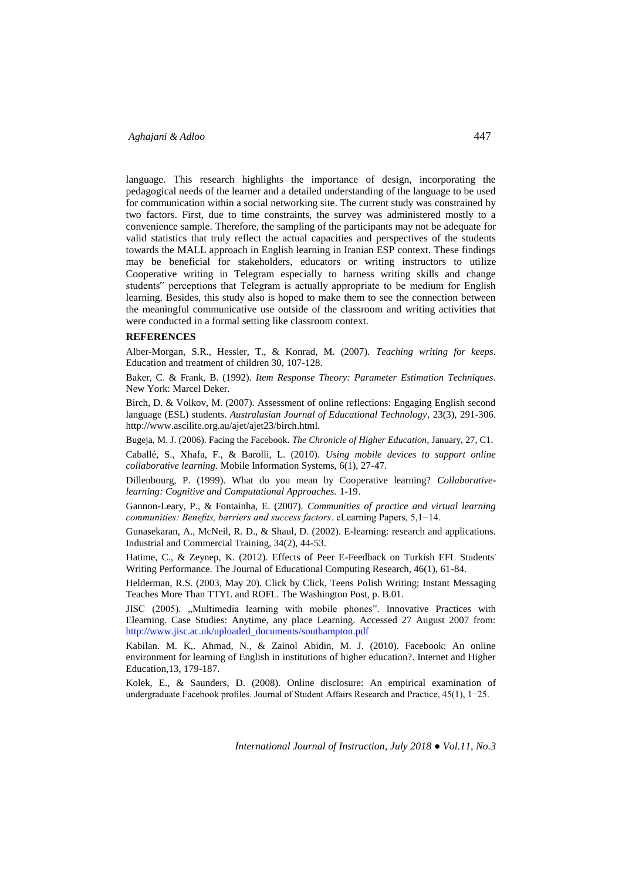language. This research highlights the importance of design, incorporating the pedagogical needs of the learner and a detailed understanding of the language to be used for communication within a social networking site. The current study was constrained by two factors. First, due to time constraints, the survey was administered mostly to a convenience sample. Therefore, the sampling of the participants may not be adequate for valid statistics that truly reflect the actual capacities and perspectives of the students towards the MALL approach in English learning in Iranian ESP context. These findings may be beneficial for stakeholders, educators or writing instructors to utilize Cooperative writing in Telegram especially to harness writing skills and change students‟ perceptions that Telegram is actually appropriate to be medium for English learning. Besides, this study also is hoped to make them to see the connection between the meaningful communicative use outside of the classroom and writing activities that were conducted in a formal setting like classroom context.

## REFERENCES

Alber-Morgan, S.R., Hessler, T., & Konrad, M. (2007). *Teaching writing for keeps*. Education and treatment of children 30, 107-128.

Baker, C. & Frank, B. (1992). *Item Response Theory: Parameter Estimation Techniques*. New York: Marcel Deker.

Birch, D. & Volkov, M. (2007). Assessment of online reflections: Engaging English second language (ESL) students. *Australasian Journal of Educational Technology*, 23(3), 291-306. http://www.ascilite.org.au/ajet/ajet23/birch.html.

Bugeja, M. J. (2006). Facing the Facebook. *The Chronicle of Higher Education*, January, 27, C1.

Caballé, S., Xhafa, F., & Barolli, L. (2010). *Using mobile devices to support online collaborative learning.* Mobile Information Systems, 6(1), 27-47.

Dillenbourg, P. (1999). What do you mean by Cooperative learning? *Collaborative-learning: Cognitive and Computational Approaches.* 1-19.

Gannon-Leary, P., & Fontainha, E. (2007). *Communities of practice and virtual learning communities: Benefits, barriers and success factors*. eLearning Papers, 5,1−14.

Gunasekaran, A., McNeil, R. D., & Shaul, D. (2002). E-learning: research and applications. Industrial and Commercial Training, 34(2), 44-53.

Hatime, C., & Zeynep, K. (2012). Effects of Peer E-Feedback on Turkish EFL Students' Writing Performance. The Journal of Educational Computing Research, 46(1), 61-84.

Helderman, R.S. (2003, May 20). Click by Click, Teens Polish Writing; Instant Messaging Teaches More Than TTYL and ROFL. The Washington Post, p. B.01.

JISC (2005). „Multimedia learning with mobile phones". Innovative Practices with Elearning. Case Studies: Anytime, any place Learning. Accessed 27 August 2007 from: http://www.jisc.ac.uk/uploaded_documents/southampton.pdf

Kabilan. M. K,. Ahmad, N., & Zainol Abidin, M. J. (2010). Facebook: An online environment for learning of English in institutions of higher education?. Internet and Higher Education,13, 179-187.

Kolek, E., & Saunders, D. (2008). Online disclosure: An empirical examination of undergraduate Facebook profiles. Journal of Student Affairs Research and Practice, 45(1), 1−25.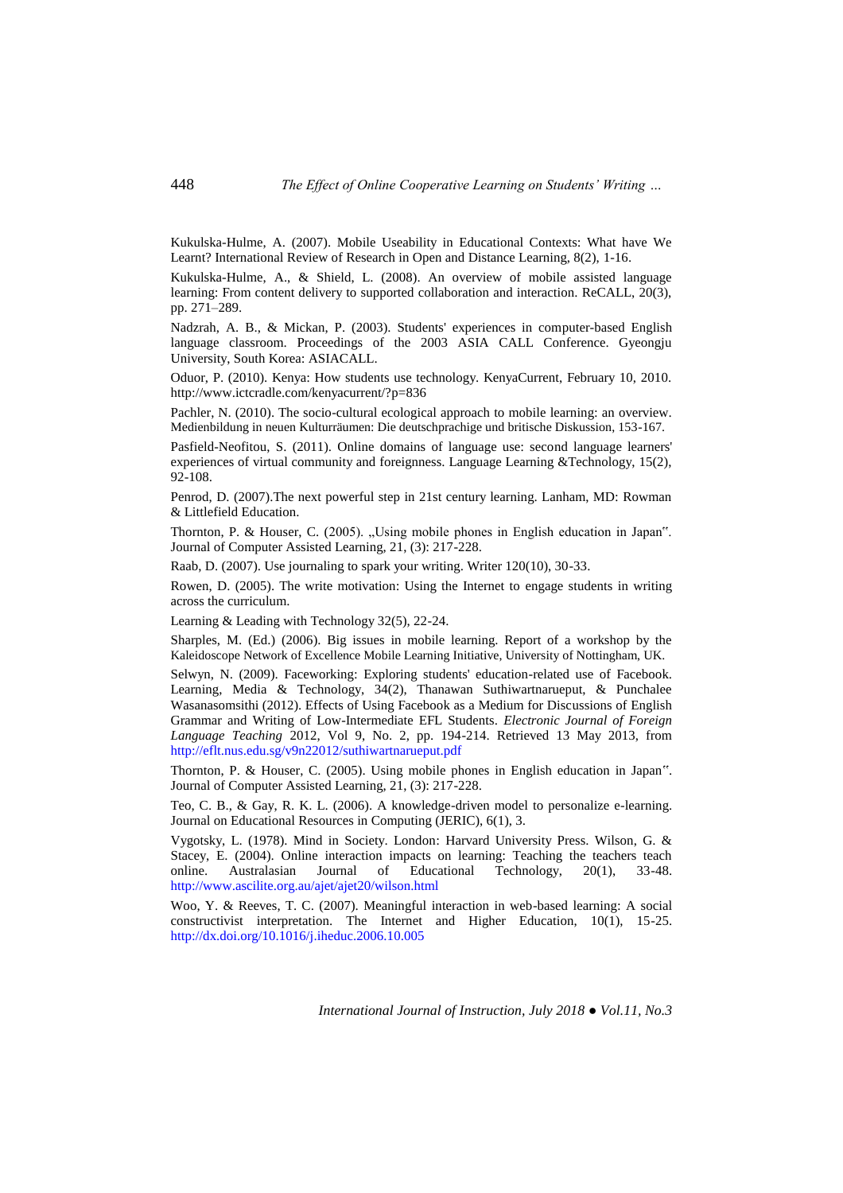Kukulska-Hulme, A. (2007). Mobile Useability in Educational Contexts: What have We Learnt? International Review of Research in Open and Distance Learning, 8(2), 1-16.

Kukulska-Hulme, A., & Shield, L. (2008). An overview of mobile assisted language learning: From content delivery to supported collaboration and interaction. ReCALL, 20(3), pp. 271–289.

Nadzrah, A. B., & Mickan, P. (2003). Students' experiences in computer-based English language classroom. Proceedings of the 2003 ASIA CALL Conference. Gyeongju University, South Korea: ASIACALL.

Oduor, P. (2010). Kenya: How students use technology. KenyaCurrent, February 10, 2010. http://www.ictcradle.com/kenyacurrent/?p=836

Pachler, N. (2010). The socio-cultural ecological approach to mobile learning: an overview. Medienbildung in neuen Kulturräumen: Die deutschprachige und britische Diskussion, 153-167.

Pasfield-Neofitou, S. (2011). Online domains of language use: second language learners' experiences of virtual community and foreignness. Language Learning &Technology, 15(2), 92-108.

Penrod, D. (2007).The next powerful step in 21st century learning. Lanham, MD: Rowman & Littlefield Education.

Thornton, P. & Houser, C. (2005). „Using mobile phones in English education in Japan". Journal of Computer Assisted Learning, 21, (3): 217-228.

Raab, D. (2007). Use journaling to spark your writing. Writer 120(10), 30-33.

Rowen, D. (2005). The write motivation: Using the Internet to engage students in writing across the curriculum.

Learning & Leading with Technology 32(5), 22-24.

Sharples, M. (Ed.) (2006). Big issues in mobile learning. Report of a workshop by the Kaleidoscope Network of Excellence Mobile Learning Initiative, University of Nottingham, UK.

Selwyn, N. (2009). Faceworking: Exploring students' education-related use of Facebook. Learning, Media & Technology, 34(2), Thanawan Suthiwartnarueput, & Punchalee Wasanasomsithi (2012). Effects of Using Facebook as a Medium for Discussions of English Grammar and Writing of Low-Intermediate EFL Students. *Electronic Journal of Foreign Language Teaching* 2012, Vol 9, No. 2, pp. 194-214. Retrieved 13 May 2013, from http://eflt.nus.edu.sg/v9n22012/suthiwartnarueput.pdf

Thornton, P. & Houser, C. (2005). Using mobile phones in English education in Japan". Journal of Computer Assisted Learning, 21, (3): 217-228.

Teo, C. B., & Gay, R. K. L. (2006). A knowledge-driven model to personalize e-learning. Journal on Educational Resources in Computing (JERIC), 6(1), 3.

Vygotsky, L. (1978). Mind in Society. London: Harvard University Press. Wilson, G. & Stacey, E. (2004). Online interaction impacts on learning: Teaching the teachers teach online. Australasian Journal of Educational Technology, 20(1), 33-48. http://www.ascilite.org.au/ajet/ajet20/wilson.html

Woo, Y. & Reeves, T. C. (2007). Meaningful interaction in web-based learning: A social constructivist interpretation. The Internet and Higher Education, 10(1), 15-25. http://dx.doi.org/10.1016/j.iheduc.2006.10.005